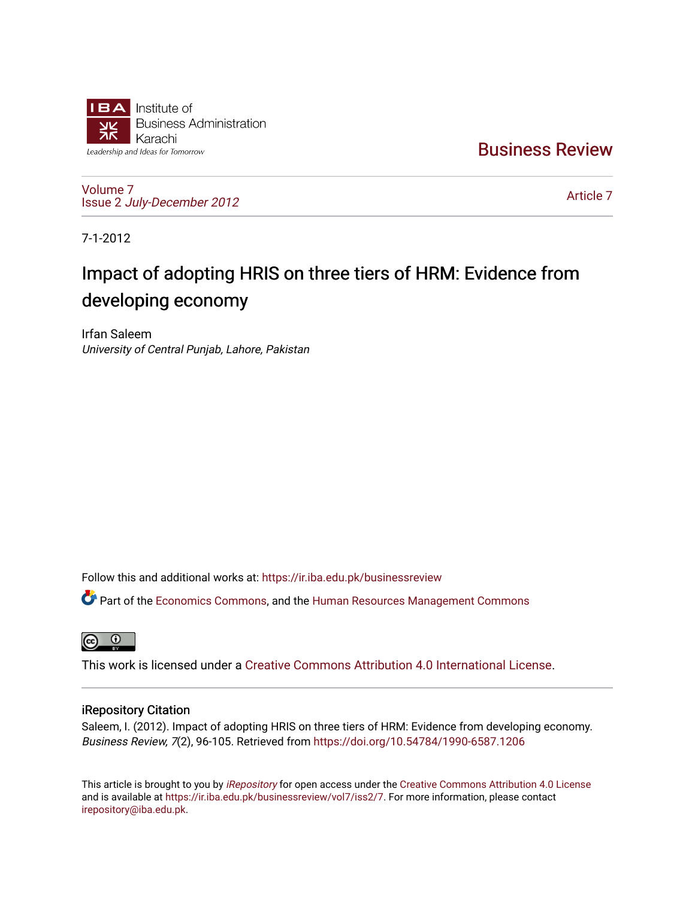Institute of Business Administration Karachi

Leadership and Ideas for Tomorrow

# Business Review

Volume 7
Issue 2 *July-December 2012*

Article 7

7-1-2012

# Impact of adopting HRIS on three tiers of HRM: Evidence from developing economy

Irfan Saleem
*University of Central Punjab, Lahore, Pakistan*

Follow this and additional works at: https://ir.iba.edu.pk/businessreview

Part of the Economics Commons, and the Human Resources Management Commons

This work is licensed under a Creative Commons Attribution 4.0 International License.

## iRepository Citation

Saleem, I. (2012). Impact of adopting HRIS on three tiers of HRM: Evidence from developing economy. *Business Review, 7*(2), 96-105. Retrieved from https://doi.org/10.54784/1990-6587.1206

This article is brought to you by *iRepository* for open access under the Creative Commons Attribution 4.0 License and is available at https://ir.iba.edu.pk/businessreview/vol7/iss2/7. For more information, please contact irepository@iba.edu.pk.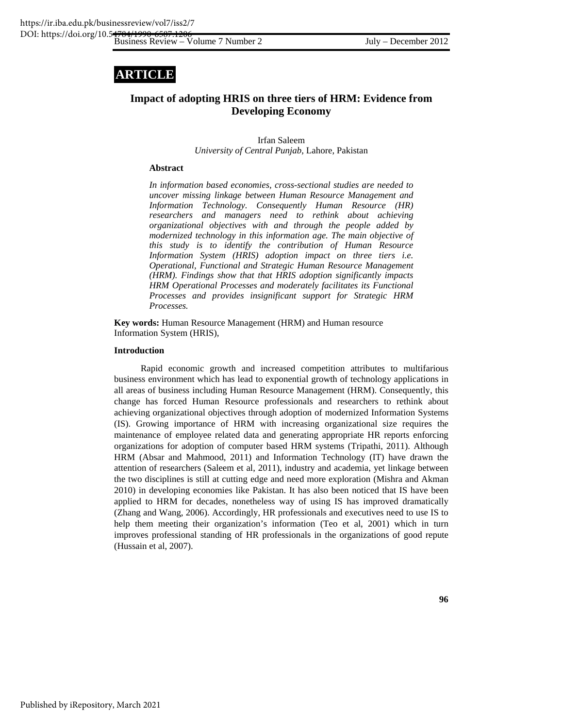ARTICLE

# Impact of adopting HRIS on three tiers of HRM: Evidence from Developing Economy

Irfan Saleem
*University of Central Punjab*, Lahore, Pakistan

### Abstract

*In information based economies, cross-sectional studies are needed to uncover missing linkage between Human Resource Management and Information Technology. Consequently Human Resource (HR) researchers and managers need to rethink about achieving organizational objectives with and through the people added by modernized technology in this information age. The main objective of this study is to identify the contribution of Human Resource Information System (HRIS) adoption impact on three tiers i.e. Operational, Functional and Strategic Human Resource Management (HRM). Findings show that that HRIS adoption significantly impacts HRM Operational Processes and moderately facilitates its Functional Processes and provides insignificant support for Strategic HRM Processes.*

**Key words:** Human Resource Management (HRM) and Human resource Information System (HRIS),

### Introduction

Rapid economic growth and increased competition attributes to multifarious business environment which has lead to exponential growth of technology applications in all areas of business including Human Resource Management (HRM). Consequently, this change has forced Human Resource professionals and researchers to rethink about achieving organizational objectives through adoption of modernized Information Systems (IS). Growing importance of HRM with increasing organizational size requires the maintenance of employee related data and generating appropriate HR reports enforcing organizations for adoption of computer based HRM systems (Tripathi, 2011). Although HRM (Absar and Mahmood, 2011) and Information Technology (IT) have drawn the attention of researchers (Saleem et al, 2011), industry and academia, yet linkage between the two disciplines is still at cutting edge and need more exploration (Mishra and Akman 2010) in developing economies like Pakistan. It has also been noticed that IS have been applied to HRM for decades, nonetheless way of using IS has improved dramatically (Zhang and Wang, 2006). Accordingly, HR professionals and executives need to use IS to help them meeting their organization's information (Teo et al, 2001) which in turn improves professional standing of HR professionals in the organizations of good repute (Hussain et al, 2007).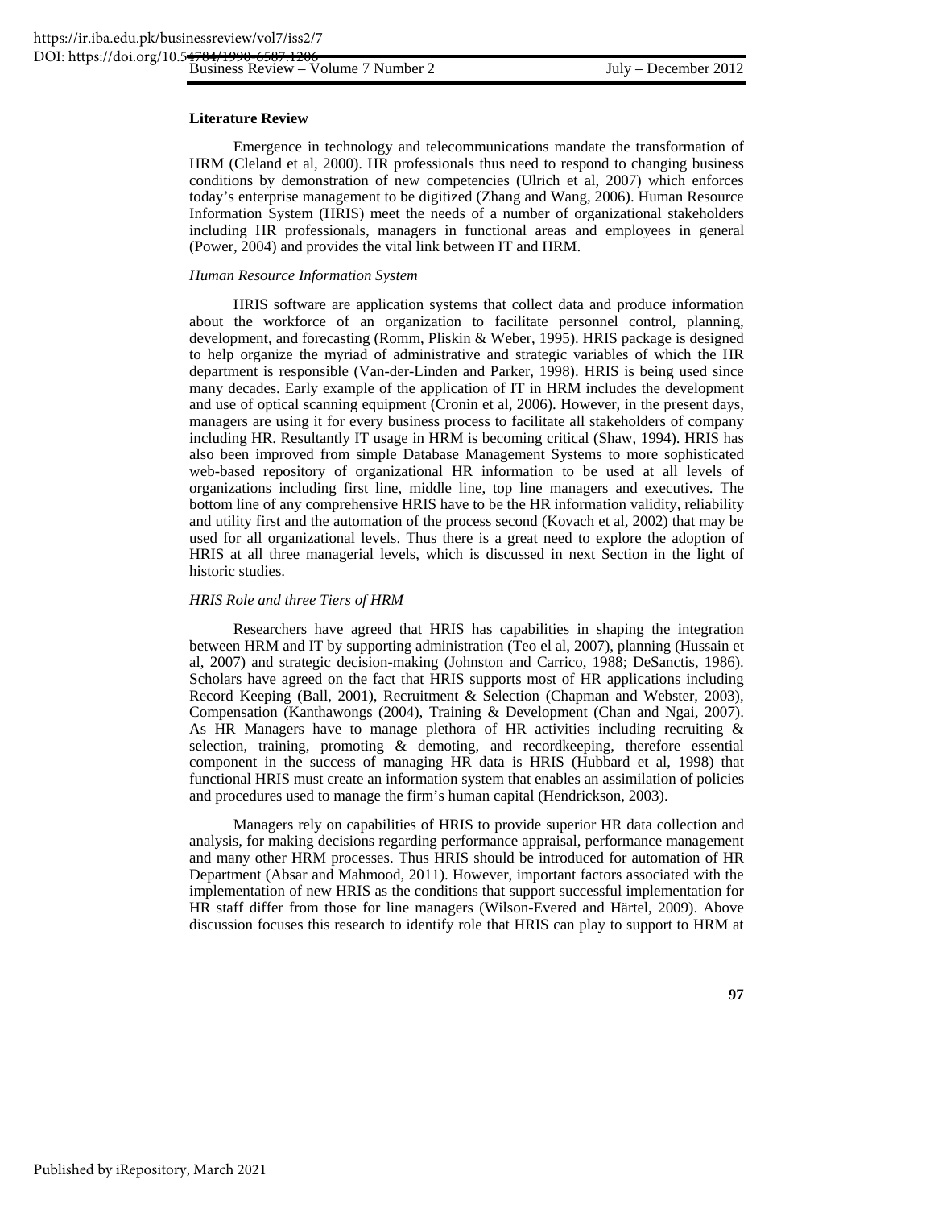## Literature Review

Emergence in technology and telecommunications mandate the transformation of HRM (Cleland et al, 2000). HR professionals thus need to respond to changing business conditions by demonstration of new competencies (Ulrich et al, 2007) which enforces today's enterprise management to be digitized (Zhang and Wang, 2006). Human Resource Information System (HRIS) meet the needs of a number of organizational stakeholders including HR professionals, managers in functional areas and employees in general (Power, 2004) and provides the vital link between IT and HRM.

### *Human Resource Information System*

HRIS software are application systems that collect data and produce information about the workforce of an organization to facilitate personnel control, planning, development, and forecasting (Romm, Pliskin & Weber, 1995). HRIS package is designed to help organize the myriad of administrative and strategic variables of which the HR department is responsible (Van-der-Linden and Parker, 1998). HRIS is being used since many decades. Early example of the application of IT in HRM includes the development and use of optical scanning equipment (Cronin et al, 2006). However, in the present days, managers are using it for every business process to facilitate all stakeholders of company including HR. Resultantly IT usage in HRM is becoming critical (Shaw, 1994). HRIS has also been improved from simple Database Management Systems to more sophisticated web-based repository of organizational HR information to be used at all levels of organizations including first line, middle line, top line managers and executives. The bottom line of any comprehensive HRIS have to be the HR information validity, reliability and utility first and the automation of the process second (Kovach et al, 2002) that may be used for all organizational levels. Thus there is a great need to explore the adoption of HRIS at all three managerial levels, which is discussed in next Section in the light of historic studies.

### *HRIS Role and three Tiers of HRM*

Researchers have agreed that HRIS has capabilities in shaping the integration between HRM and IT by supporting administration (Teo el al, 2007), planning (Hussain et al, 2007) and strategic decision-making (Johnston and Carrico, 1988; DeSanctis, 1986). Scholars have agreed on the fact that HRIS supports most of HR applications including Record Keeping (Ball, 2001), Recruitment & Selection (Chapman and Webster, 2003), Compensation (Kanthawongs (2004), Training & Development (Chan and Ngai, 2007). As HR Managers have to manage plethora of HR activities including recruiting & selection, training, promoting & demoting, and recordkeeping, therefore essential component in the success of managing HR data is HRIS (Hubbard et al, 1998) that functional HRIS must create an information system that enables an assimilation of policies and procedures used to manage the firm's human capital (Hendrickson, 2003).

Managers rely on capabilities of HRIS to provide superior HR data collection and analysis, for making decisions regarding performance appraisal, performance management and many other HRM processes. Thus HRIS should be introduced for automation of HR Department (Absar and Mahmood, 2011). However, important factors associated with the implementation of new HRIS as the conditions that support successful implementation for HR staff differ from those for line managers (Wilson-Evered and Härtel, 2009). Above discussion focuses this research to identify role that HRIS can play to support to HRM at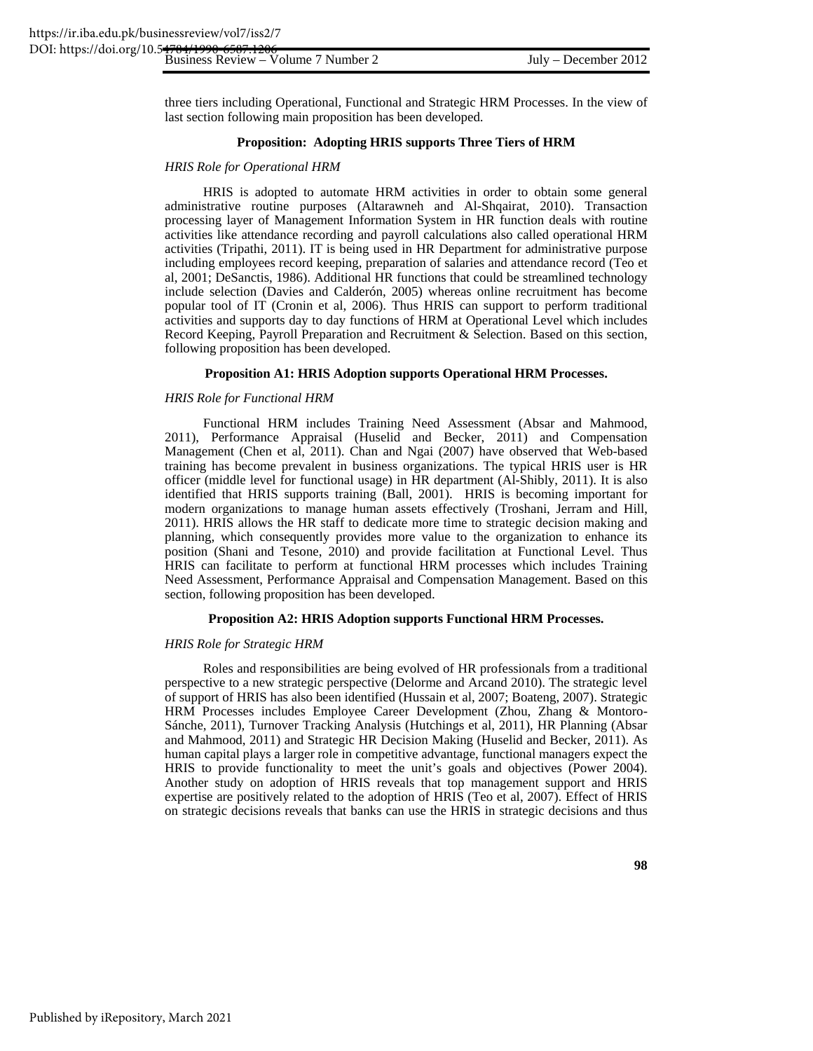three tiers including Operational, Functional and Strategic HRM Processes. In the view of last section following main proposition has been developed.

**Proposition: Adopting HRIS supports Three Tiers of HRM**

*HRIS Role for Operational HRM*

HRIS is adopted to automate HRM activities in order to obtain some general administrative routine purposes (Altarawneh and Al-Shqairat, 2010). Transaction processing layer of Management Information System in HR function deals with routine activities like attendance recording and payroll calculations also called operational HRM activities (Tripathi, 2011). IT is being used in HR Department for administrative purpose including employees record keeping, preparation of salaries and attendance record (Teo et al, 2001; DeSanctis, 1986). Additional HR functions that could be streamlined technology include selection (Davies and Calderón, 2005) whereas online recruitment has become popular tool of IT (Cronin et al, 2006). Thus HRIS can support to perform traditional activities and supports day to day functions of HRM at Operational Level which includes Record Keeping, Payroll Preparation and Recruitment & Selection. Based on this section, following proposition has been developed.

**Proposition A1: HRIS Adoption supports Operational HRM Processes.**

*HRIS Role for Functional HRM*

Functional HRM includes Training Need Assessment (Absar and Mahmood, 2011), Performance Appraisal (Huselid and Becker, 2011) and Compensation Management (Chen et al, 2011). Chan and Ngai (2007) have observed that Web-based training has become prevalent in business organizations. The typical HRIS user is HR officer (middle level for functional usage) in HR department (Al-Shibly, 2011). It is also identified that HRIS supports training (Ball, 2001). HRIS is becoming important for modern organizations to manage human assets effectively (Troshani, Jerram and Hill, 2011). HRIS allows the HR staff to dedicate more time to strategic decision making and planning, which consequently provides more value to the organization to enhance its position (Shani and Tesone, 2010) and provide facilitation at Functional Level. Thus HRIS can facilitate to perform at functional HRM processes which includes Training Need Assessment, Performance Appraisal and Compensation Management. Based on this section, following proposition has been developed.

**Proposition A2: HRIS Adoption supports Functional HRM Processes.**

*HRIS Role for Strategic HRM*

Roles and responsibilities are being evolved of HR professionals from a traditional perspective to a new strategic perspective (Delorme and Arcand 2010). The strategic level of support of HRIS has also been identified (Hussain et al, 2007; Boateng, 2007). Strategic HRM Processes includes Employee Career Development (Zhou, Zhang & Montoro-Sánche, 2011), Turnover Tracking Analysis (Hutchings et al, 2011), HR Planning (Absar and Mahmood, 2011) and Strategic HR Decision Making (Huselid and Becker, 2011). As human capital plays a larger role in competitive advantage, functional managers expect the HRIS to provide functionality to meet the unit's goals and objectives (Power 2004). Another study on adoption of HRIS reveals that top management support and HRIS expertise are positively related to the adoption of HRIS (Teo et al, 2007). Effect of HRIS on strategic decisions reveals that banks can use the HRIS in strategic decisions and thus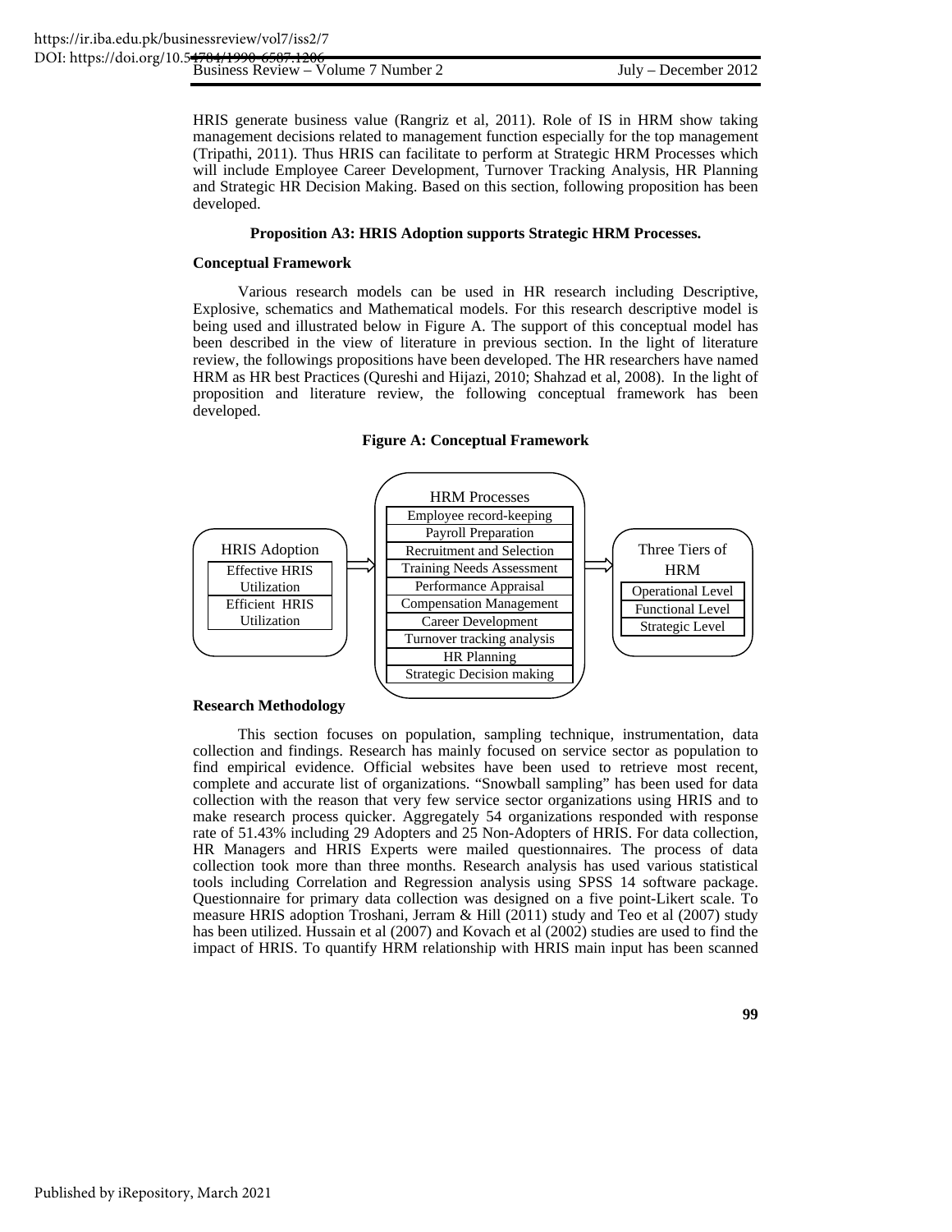HRIS generate business value (Rangriz et al, 2011). Role of IS in HRM show taking management decisions related to management function especially for the top management (Tripathi, 2011). Thus HRIS can facilitate to perform at Strategic HRM Processes which will include Employee Career Development, Turnover Tracking Analysis, HR Planning and Strategic HR Decision Making. Based on this section, following proposition has been developed.

**Proposition A3: HRIS Adoption supports Strategic HRM Processes.**

**Conceptual Framework**

Various research models can be used in HR research including Descriptive, Explosive, schematics and Mathematical models. For this research descriptive model is being used and illustrated below in Figure A. The support of this conceptual model has been described in the view of literature in previous section. In the light of literature review, the followings propositions have been developed. The HR researchers have named HRM as HR best Practices (Qureshi and Hijazi, 2010; Shahzad et al, 2008). In the light of proposition and literature review, the following conceptual framework has been developed.

**Figure A: Conceptual Framework**

| HRIS Adoption | | HRM Processes | | Three Tiers of HRM |
|---|---|---|---|---|
| Effective HRIS Utilization | ⇒ | Employee record-keeping | ⇒ | Operational Level |
| Efficient HRIS Utilization | | Payroll Preparation | | Functional Level |
| | | Recruitment and Selection | | Strategic Level |
| | | Training Needs Assessment | | |
| | | Performance Appraisal | | |
| | | Compensation Management | | |
| | | Career Development | | |
| | | Turnover tracking analysis | | |
| | | HR Planning | | |
| | | Strategic Decision making | | |

**Research Methodology**

This section focuses on population, sampling technique, instrumentation, data collection and findings. Research has mainly focused on service sector as population to find empirical evidence. Official websites have been used to retrieve most recent, complete and accurate list of organizations. "Snowball sampling" has been used for data collection with the reason that very few service sector organizations using HRIS and to make research process quicker. Aggregately 54 organizations responded with response rate of 51.43% including 29 Adopters and 25 Non-Adopters of HRIS. For data collection, HR Managers and HRIS Experts were mailed questionnaires. The process of data collection took more than three months. Research analysis has used various statistical tools including Correlation and Regression analysis using SPSS 14 software package. Questionnaire for primary data collection was designed on a five point-Likert scale. To measure HRIS adoption Troshani, Jerram & Hill (2011) study and Teo et al (2007) study has been utilized. Hussain et al (2007) and Kovach et al (2002) studies are used to find the impact of HRIS. To quantify HRM relationship with HRIS main input has been scanned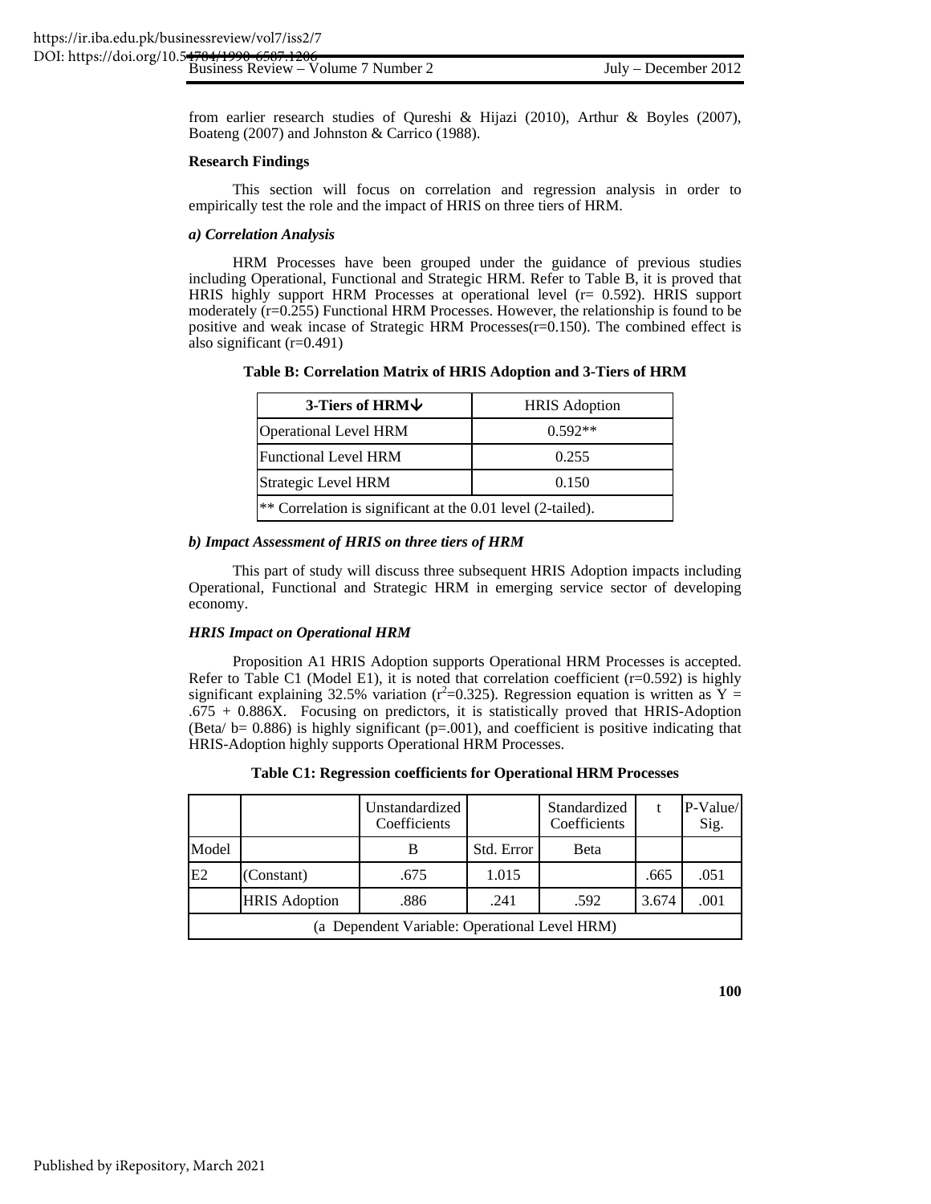from earlier research studies of Qureshi & Hijazi (2010), Arthur & Boyles (2007), Boateng (2007) and Johnston & Carrico (1988).

**Research Findings**

This section will focus on correlation and regression analysis in order to empirically test the role and the impact of HRIS on three tiers of HRM.

***a) Correlation Analysis***

HRM Processes have been grouped under the guidance of previous studies including Operational, Functional and Strategic HRM. Refer to Table B, it is proved that HRIS highly support HRM Processes at operational level (r= 0.592). HRIS support moderately (r=0.255) Functional HRM Processes. However, the relationship is found to be positive and weak incase of Strategic HRM Processes(r=0.150). The combined effect is also significant (r=0.491)

**Table B: Correlation Matrix of HRIS Adoption and 3-Tiers of HRM**

| 3-Tiers of HRM↓ | HRIS Adoption |
|---|---|
| Operational Level HRM | 0.592** |
| Functional Level HRM | 0.255 |
| Strategic Level HRM | 0.150 |
| ** Correlation is significant at the 0.01 level (2-tailed). | |

***b) Impact Assessment of HRIS on three tiers of HRM***

This part of study will discuss three subsequent HRIS Adoption impacts including Operational, Functional and Strategic HRM in emerging service sector of developing economy.

***HRIS Impact on Operational HRM***

Proposition A1 HRIS Adoption supports Operational HRM Processes is accepted. Refer to Table C1 (Model E1), it is noted that correlation coefficient (r=0.592) is highly significant explaining 32.5% variation ($r^2$=0.325). Regression equation is written as Y = .675 + 0.886X. Focusing on predictors, it is statistically proved that HRIS-Adoption (Beta/ b= 0.886) is highly significant (p=.001), and coefficient is positive indicating that HRIS-Adoption highly supports Operational HRM Processes.

**Table C1: Regression coefficients for Operational HRM Processes**

| | | Unstandardized Coefficients | | Standardized Coefficients | t | P-Value/ Sig. |
|---|---|---|---|---|---|---|
| Model | | B | Std. Error | Beta | | |
| E2 | (Constant) | .675 | 1.015 | | .665 | .051 |
| | HRIS Adoption | .886 | .241 | .592 | 3.674 | .001 |
| (a Dependent Variable: Operational Level HRM) | | | | | | |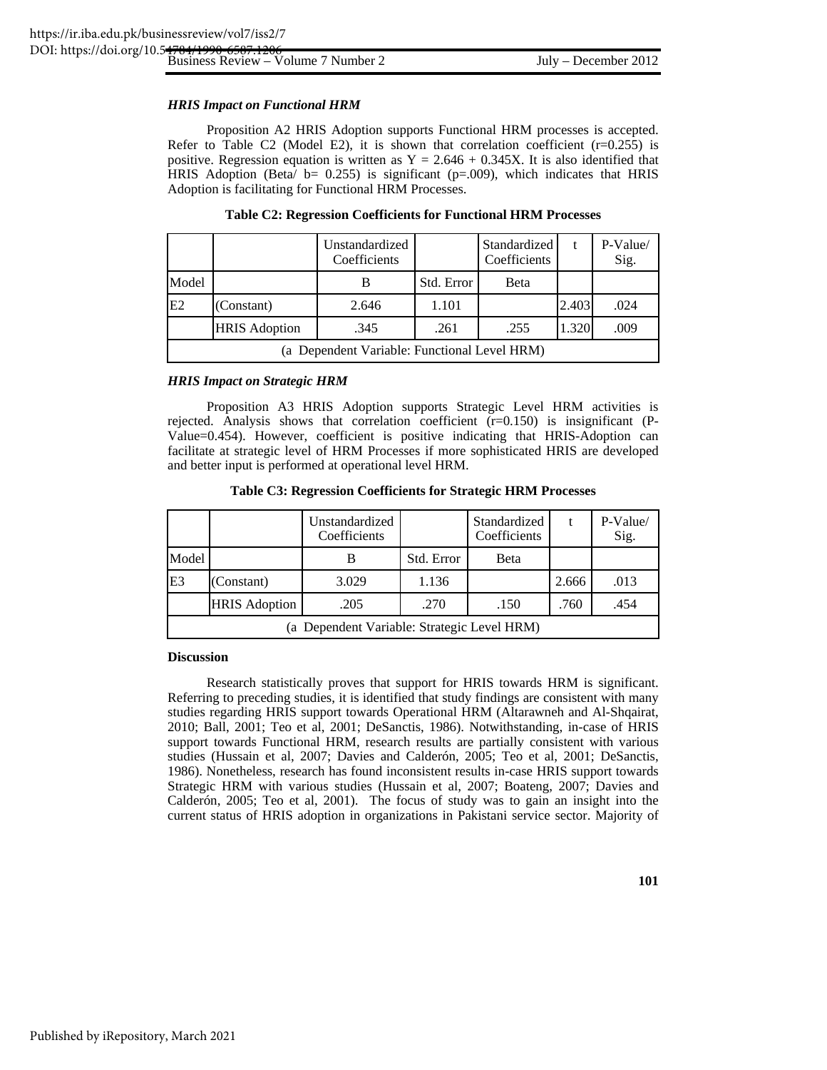### *HRIS Impact on Functional HRM*

Proposition A2 HRIS Adoption supports Functional HRM processes is accepted. Refer to Table C2 (Model E2), it is shown that correlation coefficient ($r=0.255$) is positive. Regression equation is written as $Y = 2.646 + 0.345X$. It is also identified that HRIS Adoption (Beta/ b= 0.255) is significant ($p=.009$), which indicates that HRIS Adoption is facilitating for Functional HRM Processes.

**Table C2: Regression Coefficients for Functional HRM Processes**

| | | Unstandardized Coefficients | | Standardized Coefficients | t | P-Value/ Sig. |
|---|---|---|---|---|---|---|
| Model | | B | Std. Error | Beta | | |
| E2 | (Constant) | 2.646 | 1.101 | | 2.403 | .024 |
| | HRIS Adoption | .345 | .261 | .255 | 1.320 | .009 |
| (a Dependent Variable: Functional Level HRM) | | | | | | |

### *HRIS Impact on Strategic HRM*

Proposition A3 HRIS Adoption supports Strategic Level HRM activities is rejected. Analysis shows that correlation coefficient ($r=0.150$) is insignificant (P-Value=0.454). However, coefficient is positive indicating that HRIS-Adoption can facilitate at strategic level of HRM Processes if more sophisticated HRIS are developed and better input is performed at operational level HRM.

**Table C3: Regression Coefficients for Strategic HRM Processes**

| | | Unstandardized Coefficients | | Standardized Coefficients | t | P-Value/ Sig. |
|---|---|---|---|---|---|---|
| Model | | B | Std. Error | Beta | | |
| E3 | (Constant) | 3.029 | 1.136 | | 2.666 | .013 |
| | HRIS Adoption | .205 | .270 | .150 | .760 | .454 |
| (a Dependent Variable: Strategic Level HRM) | | | | | | |

**Discussion**

Research statistically proves that support for HRIS towards HRM is significant. Referring to preceding studies, it is identified that study findings are consistent with many studies regarding HRIS support towards Operational HRM (Altarawneh and Al-Shqairat, 2010; Ball, 2001; Teo et al, 2001; DeSanctis, 1986). Notwithstanding, in-case of HRIS support towards Functional HRM, research results are partially consistent with various studies (Hussain et al, 2007; Davies and Calderón, 2005; Teo et al, 2001; DeSanctis, 1986). Nonetheless, research has found inconsistent results in-case HRIS support towards Strategic HRM with various studies (Hussain et al, 2007; Boateng, 2007; Davies and Calderón, 2005; Teo et al, 2001). The focus of study was to gain an insight into the current status of HRIS adoption in organizations in Pakistani service sector. Majority of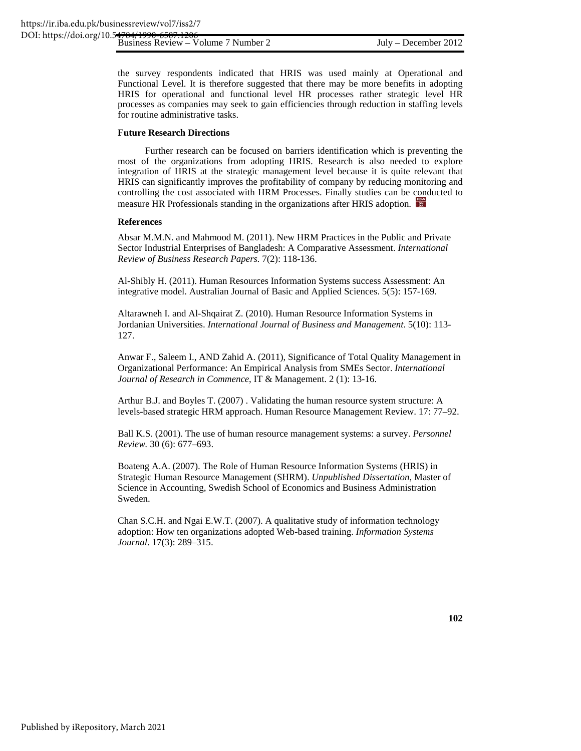the survey respondents indicated that HRIS was used mainly at Operational and Functional Level. It is therefore suggested that there may be more benefits in adopting HRIS for operational and functional level HR processes rather strategic level HR processes as companies may seek to gain efficiencies through reduction in staffing levels for routine administrative tasks.

**Future Research Directions**

Further research can be focused on barriers identification which is preventing the most of the organizations from adopting HRIS. Research is also needed to explore integration of HRIS at the strategic management level because it is quite relevant that HRIS can significantly improves the profitability of company by reducing monitoring and controlling the cost associated with HRM Processes. Finally studies can be conducted to measure HR Professionals standing in the organizations after HRIS adoption.

**References**

Absar M.M.N. and Mahmood M. (2011). New HRM Practices in the Public and Private Sector Industrial Enterprises of Bangladesh: A Comparative Assessment. *International Review of Business Research Papers.* 7(2): 118-136.

Al-Shibly H. (2011). Human Resources Information Systems success Assessment: An integrative model. Australian Journal of Basic and Applied Sciences. 5(5): 157-169.

Altarawneh I. and Al-Shqairat Z. (2010). Human Resource Information Systems in Jordanian Universities. *International Journal of Business and Management*. 5(10): 113-127.

Anwar F., Saleem I., AND Zahid A. (2011), Significance of Total Quality Management in Organizational Performance: An Empirical Analysis from SMEs Sector. *International Journal of Research in Commence*, IT & Management. 2 (1): 13-16.

Arthur B.J. and Boyles T. (2007) . Validating the human resource system structure: A levels-based strategic HRM approach. Human Resource Management Review. 17: 77–92.

Ball K.S. (2001). The use of human resource management systems: a survey. *Personnel Review.* 30 (6): 677–693.

Boateng A.A. (2007). The Role of Human Resource Information Systems (HRIS) in Strategic Human Resource Management (SHRM). *Unpublished Dissertation*, Master of Science in Accounting, Swedish School of Economics and Business Administration Sweden.

Chan S.C.H. and Ngai E.W.T. (2007). A qualitative study of information technology adoption: How ten organizations adopted Web-based training. *Information Systems Journal*. 17(3): 289–315.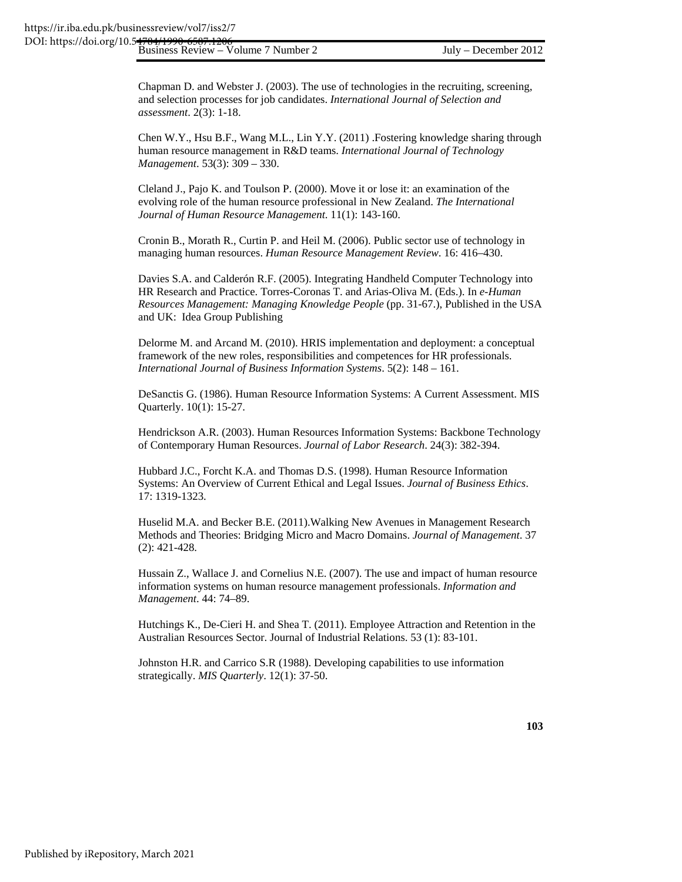Chapman D. and Webster J. (2003). The use of technologies in the recruiting, screening, and selection processes for job candidates. *International Journal of Selection and assessment*. 2(3): 1-18.

Chen W.Y., Hsu B.F., Wang M.L., Lin Y.Y. (2011) .Fostering knowledge sharing through human resource management in R&D teams. *International Journal of Technology Management*. 53(3): 309 – 330.

Cleland J., Pajo K. and Toulson P. (2000). Move it or lose it: an examination of the evolving role of the human resource professional in New Zealand. *The International Journal of Human Resource Management*. 11(1): 143-160.

Cronin B., Morath R., Curtin P. and Heil M. (2006). Public sector use of technology in managing human resources. *Human Resource Management Review*. 16: 416–430.

Davies S.A. and Calderón R.F. (2005). Integrating Handheld Computer Technology into HR Research and Practice. Torres-Coronas T. and Arias-Oliva M. (Eds.). In *e-Human Resources Management: Managing Knowledge People* (pp. 31-67.), Published in the USA and UK: Idea Group Publishing

Delorme M. and Arcand M. (2010). HRIS implementation and deployment: a conceptual framework of the new roles, responsibilities and competences for HR professionals. *International Journal of Business Information Systems*. 5(2): 148 – 161.

DeSanctis G. (1986). Human Resource Information Systems: A Current Assessment. MIS Quarterly. 10(1): 15-27.

Hendrickson A.R. (2003). Human Resources Information Systems: Backbone Technology of Contemporary Human Resources. *Journal of Labor Research*. 24(3): 382-394.

Hubbard J.C., Forcht K.A. and Thomas D.S. (1998). Human Resource Information Systems: An Overview of Current Ethical and Legal Issues. *Journal of Business Ethics*. 17: 1319-1323.

Huselid M.A. and Becker B.E. (2011).Walking New Avenues in Management Research Methods and Theories: Bridging Micro and Macro Domains. *Journal of Management*. 37 (2): 421-428.

Hussain Z., Wallace J. and Cornelius N.E. (2007). The use and impact of human resource information systems on human resource management professionals. *Information and Management*. 44: 74–89.

Hutchings K., De-Cieri H. and Shea T. (2011). Employee Attraction and Retention in the Australian Resources Sector. Journal of Industrial Relations. 53 (1): 83-101.

Johnston H.R. and Carrico S.R (1988). Developing capabilities to use information strategically. *MIS Quarterly*. 12(1): 37-50.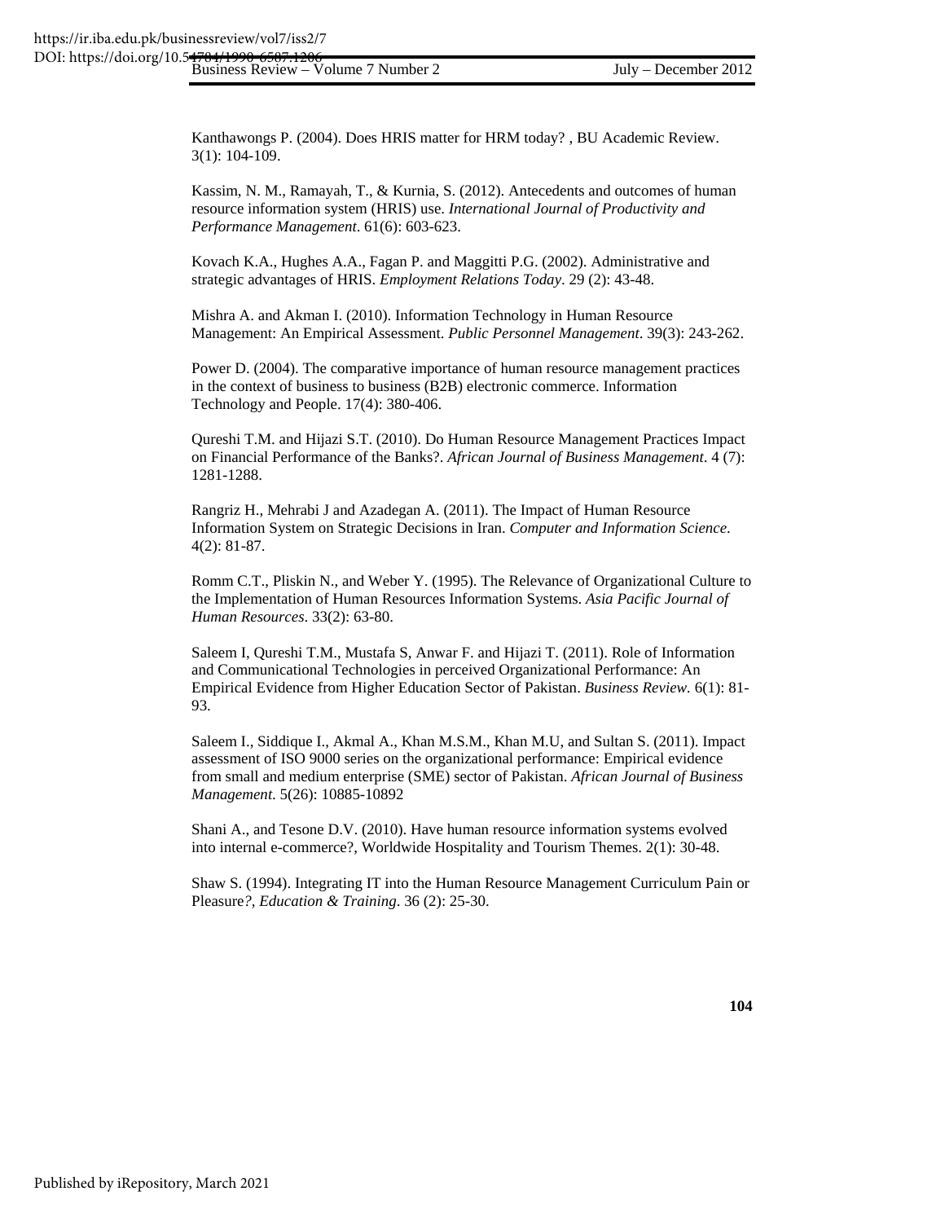Kanthawongs P. (2004). Does HRIS matter for HRM today? , BU Academic Review. 3(1): 104-109.

Kassim, N. M., Ramayah, T., & Kurnia, S. (2012). Antecedents and outcomes of human resource information system (HRIS) use. *International Journal of Productivity and Performance Management*. 61(6): 603-623.

Kovach K.A., Hughes A.A., Fagan P. and Maggitti P.G. (2002). Administrative and strategic advantages of HRIS. *Employment Relations Today*. 29 (2): 43-48.

Mishra A. and Akman I. (2010). Information Technology in Human Resource Management: An Empirical Assessment. *Public Personnel Management*. 39(3): 243-262.

Power D. (2004). The comparative importance of human resource management practices in the context of business to business (B2B) electronic commerce. Information Technology and People. 17(4): 380-406.

Qureshi T.M. and Hijazi S.T. (2010). Do Human Resource Management Practices Impact on Financial Performance of the Banks?. *African Journal of Business Management*. 4 (7): 1281-1288.

Rangriz H., Mehrabi J and Azadegan A. (2011). The Impact of Human Resource Information System on Strategic Decisions in Iran. *Computer and Information Science*. 4(2): 81-87.

Romm C.T., Pliskin N., and Weber Y. (1995). The Relevance of Organizational Culture to the Implementation of Human Resources Information Systems. *Asia Pacific Journal of Human Resources*. 33(2): 63-80.

Saleem I, Qureshi T.M., Mustafa S, Anwar F. and Hijazi T. (2011). Role of Information and Communicational Technologies in perceived Organizational Performance: An Empirical Evidence from Higher Education Sector of Pakistan. *Business Review.* 6(1): 81-93.

Saleem I., Siddique I., Akmal A., Khan M.S.M., Khan M.U, and Sultan S. (2011). Impact assessment of ISO 9000 series on the organizational performance: Empirical evidence from small and medium enterprise (SME) sector of Pakistan. *African Journal of Business Management*. 5(26): 10885-10892

Shani A., and Tesone D.V. (2010). Have human resource information systems evolved into internal e-commerce?, Worldwide Hospitality and Tourism Themes. 2(1): 30-48.

Shaw S. (1994). Integrating IT into the Human Resource Management Curriculum Pain or Pleasure*?, Education & Training*. 36 (2): 25-30.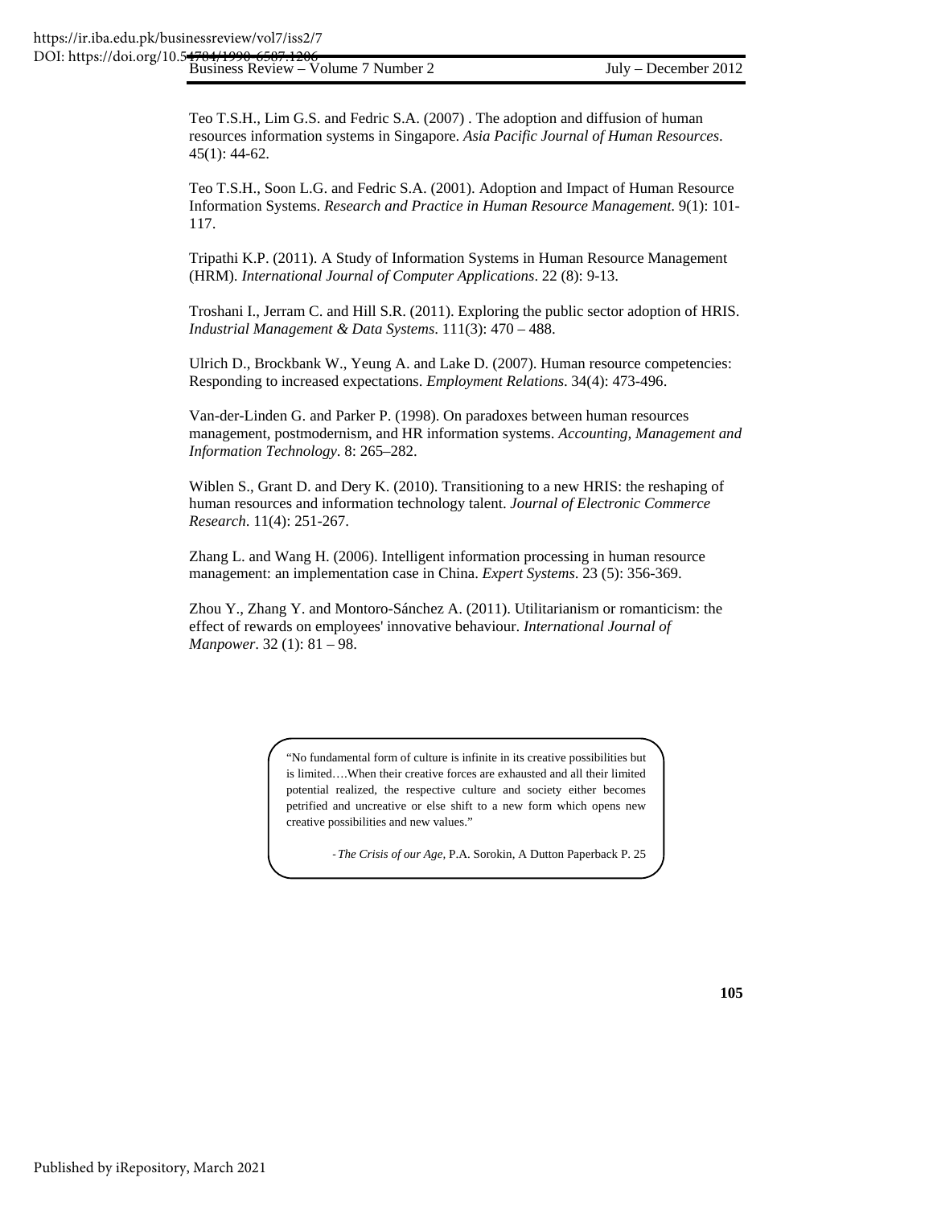Teo T.S.H., Lim G.S. and Fedric S.A. (2007) . The adoption and diffusion of human resources information systems in Singapore. *Asia Pacific Journal of Human Resources*. 45(1): 44-62.

Teo T.S.H., Soon L.G. and Fedric S.A. (2001). Adoption and Impact of Human Resource Information Systems. *Research and Practice in Human Resource Management*. 9(1): 101-117.

Tripathi K.P. (2011). A Study of Information Systems in Human Resource Management (HRM). *International Journal of Computer Applications*. 22 (8): 9-13.

Troshani I., Jerram C. and Hill S.R. (2011). Exploring the public sector adoption of HRIS. *Industrial Management & Data Systems*. 111(3): 470 – 488.

Ulrich D., Brockbank W., Yeung A. and Lake D. (2007). Human resource competencies: Responding to increased expectations. *Employment Relations*. 34(4): 473-496.

Van-der-Linden G. and Parker P. (1998). On paradoxes between human resources management, postmodernism, and HR information systems. *Accounting, Management and Information Technology*. 8: 265–282.

Wiblen S., Grant D. and Dery K. (2010). Transitioning to a new HRIS: the reshaping of human resources and information technology talent. *Journal of Electronic Commerce Research*. 11(4): 251-267.

Zhang L. and Wang H. (2006). Intelligent information processing in human resource management: an implementation case in China. *Expert Systems*. 23 (5): 356-369.

Zhou Y., Zhang Y. and Montoro-Sánchez A. (2011). Utilitarianism or romanticism: the effect of rewards on employees' innovative behaviour. *International Journal of Manpower*. 32 (1): 81 – 98.

> "No fundamental form of culture is infinite in its creative possibilities but is limited….When their creative forces are exhausted and all their limited potential realized, the respective culture and society either becomes petrified and uncreative or else shift to a new form which opens new creative possibilities and new values."
>
> - *The Crisis of our Age*, P.A. Sorokin, A Dutton Paperback P. 25